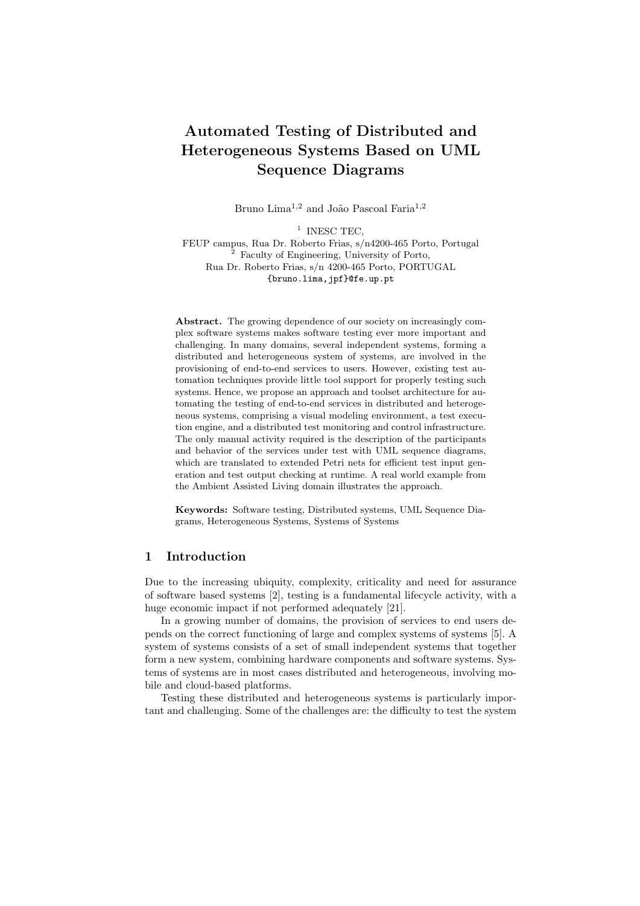# Automated Testing of Distributed and Heterogeneous Systems Based on UML Sequence Diagrams

Bruno Lima[1,2] and João Pascoal Faria[1,2]

[1] INESC TEC,
FEUP campus, Rua Dr. Roberto Frias, s/n4200-465 Porto, Portugal
[2] Faculty of Engineering, University of Porto,
Rua Dr. Roberto Frias, s/n 4200-465 Porto, PORTUGAL
{bruno.lima,jpf}@fe.up.pt

**Abstract.** The growing dependence of our society on increasingly complex software systems makes software testing ever more important and challenging. In many domains, several independent systems, forming a distributed and heterogeneous system of systems, are involved in the provisioning of end-to-end services to users. However, existing test automation techniques provide little tool support for properly testing such systems. Hence, we propose an approach and toolset architecture for automating the testing of end-to-end services in distributed and heterogeneous systems, comprising a visual modeling environment, a test execution engine, and a distributed test monitoring and control infrastructure. The only manual activity required is the description of the participants and behavior of the services under test with UML sequence diagrams, which are translated to extended Petri nets for efficient test input generation and test output checking at runtime. A real world example from the Ambient Assisted Living domain illustrates the approach.

**Keywords:** Software testing, Distributed systems, UML Sequence Diagrams, Heterogeneous Systems, Systems of Systems

## 1 Introduction

Due to the increasing ubiquity, complexity, criticality and need for assurance of software based systems [2], testing is a fundamental lifecycle activity, with a huge economic impact if not performed adequately [21].

In a growing number of domains, the provision of services to end users depends on the correct functioning of large and complex systems of systems [5]. A system of systems consists of a set of small independent systems that together form a new system, combining hardware components and software systems. Systems of systems are in most cases distributed and heterogeneous, involving mobile and cloud-based platforms.

Testing these distributed and heterogeneous systems is particularly important and challenging. Some of the challenges are: the difficulty to test the system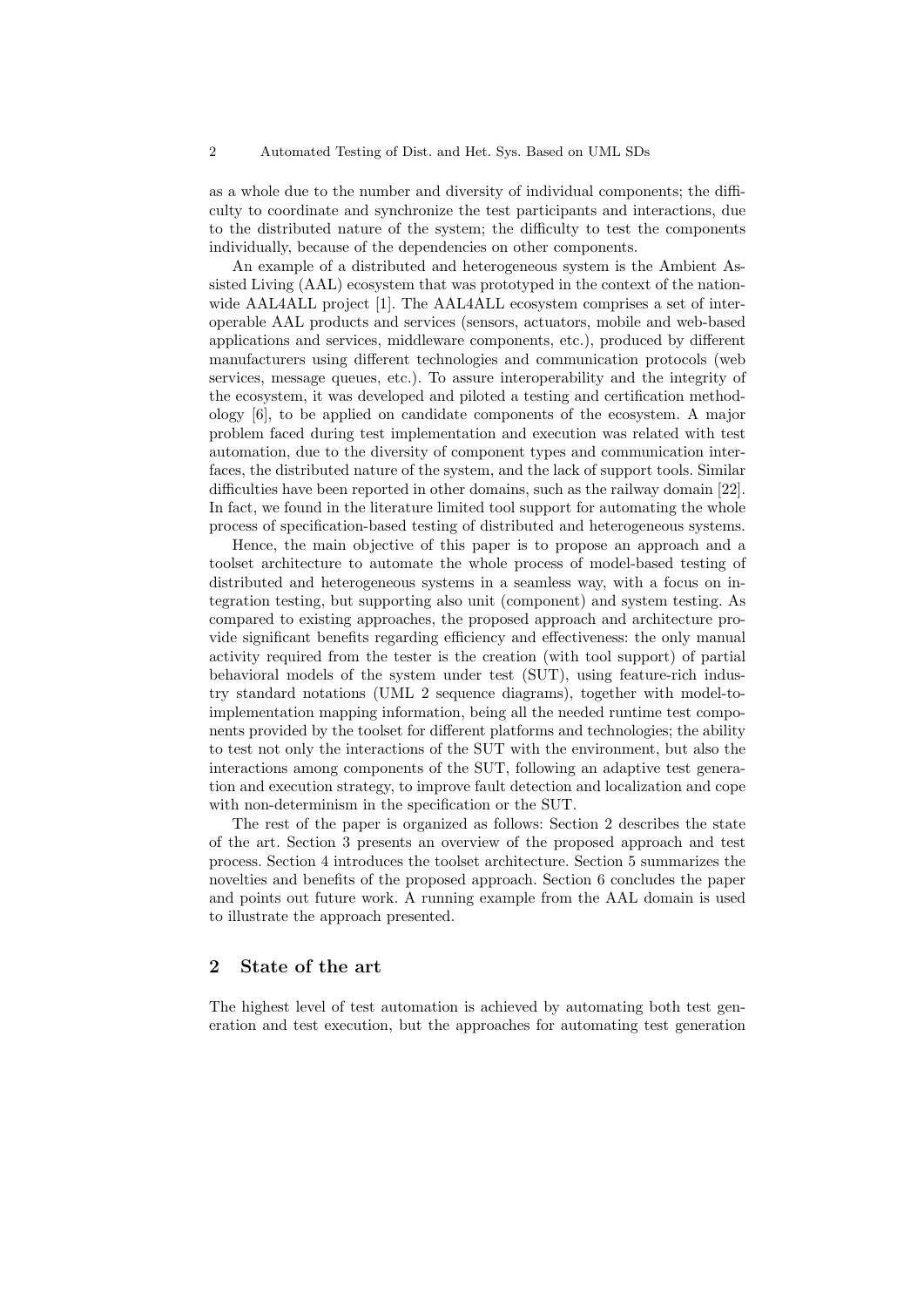as a whole due to the number and diversity of individual components; the difficulty to coordinate and synchronize the test participants and interactions, due to the distributed nature of the system; the difficulty to test the components individually, because of the dependencies on other components.

An example of a distributed and heterogeneous system is the Ambient Assisted Living (AAL) ecosystem that was prototyped in the context of the nationwide AAL4ALL project [1]. The AAL4ALL ecosystem comprises a set of interoperable AAL products and services (sensors, actuators, mobile and web-based applications and services, middleware components, etc.), produced by different manufacturers using different technologies and communication protocols (web services, message queues, etc.). To assure interoperability and the integrity of the ecosystem, it was developed and piloted a testing and certification methodology [6], to be applied on candidate components of the ecosystem. A major problem faced during test implementation and execution was related with test automation, due to the diversity of component types and communication interfaces, the distributed nature of the system, and the lack of support tools. Similar difficulties have been reported in other domains, such as the railway domain [22]. In fact, we found in the literature limited tool support for automating the whole process of specification-based testing of distributed and heterogeneous systems.

Hence, the main objective of this paper is to propose an approach and a toolset architecture to automate the whole process of model-based testing of distributed and heterogeneous systems in a seamless way, with a focus on integration testing, but supporting also unit (component) and system testing. As compared to existing approaches, the proposed approach and architecture provide significant benefits regarding efficiency and effectiveness: the only manual activity required from the tester is the creation (with tool support) of partial behavioral models of the system under test (SUT), using feature-rich industry standard notations (UML 2 sequence diagrams), together with model-to-implementation mapping information, being all the needed runtime test components provided by the toolset for different platforms and technologies; the ability to test not only the interactions of the SUT with the environment, but also the interactions among components of the SUT, following an adaptive test generation and execution strategy, to improve fault detection and localization and cope with non-determinism in the specification or the SUT.

The rest of the paper is organized as follows: Section 2 describes the state of the art. Section 3 presents an overview of the proposed approach and test process. Section 4 introduces the toolset architecture. Section 5 summarizes the novelties and benefits of the proposed approach. Section 6 concludes the paper and points out future work. A running example from the AAL domain is used to illustrate the approach presented.

## 2 State of the art

The highest level of test automation is achieved by automating both test generation and test execution, but the approaches for automating test generation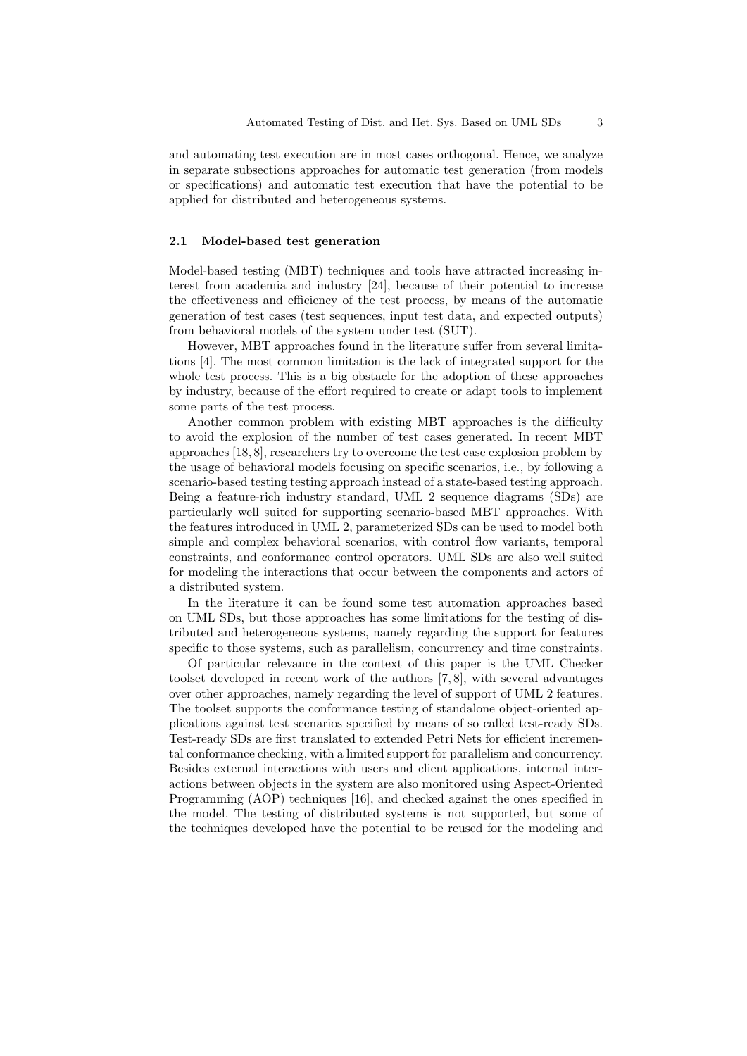and automating test execution are in most cases orthogonal. Hence, we analyze in separate subsections approaches for automatic test generation (from models or specifications) and automatic test execution that have the potential to be applied for distributed and heterogeneous systems.

### 2.1 Model-based test generation

Model-based testing (MBT) techniques and tools have attracted increasing interest from academia and industry [24], because of their potential to increase the effectiveness and efficiency of the test process, by means of the automatic generation of test cases (test sequences, input test data, and expected outputs) from behavioral models of the system under test (SUT).

However, MBT approaches found in the literature suffer from several limitations [4]. The most common limitation is the lack of integrated support for the whole test process. This is a big obstacle for the adoption of these approaches by industry, because of the effort required to create or adapt tools to implement some parts of the test process.

Another common problem with existing MBT approaches is the difficulty to avoid the explosion of the number of test cases generated. In recent MBT approaches [18, 8], researchers try to overcome the test case explosion problem by the usage of behavioral models focusing on specific scenarios, i.e., by following a scenario-based testing testing approach instead of a state-based testing approach. Being a feature-rich industry standard, UML 2 sequence diagrams (SDs) are particularly well suited for supporting scenario-based MBT approaches. With the features introduced in UML 2, parameterized SDs can be used to model both simple and complex behavioral scenarios, with control flow variants, temporal constraints, and conformance control operators. UML SDs are also well suited for modeling the interactions that occur between the components and actors of a distributed system.

In the literature it can be found some test automation approaches based on UML SDs, but those approaches has some limitations for the testing of distributed and heterogeneous systems, namely regarding the support for features specific to those systems, such as parallelism, concurrency and time constraints.

Of particular relevance in the context of this paper is the UML Checker toolset developed in recent work of the authors [7, 8], with several advantages over other approaches, namely regarding the level of support of UML 2 features. The toolset supports the conformance testing of standalone object-oriented applications against test scenarios specified by means of so called test-ready SDs. Test-ready SDs are first translated to extended Petri Nets for efficient incremental conformance checking, with a limited support for parallelism and concurrency. Besides external interactions with users and client applications, internal interactions between objects in the system are also monitored using Aspect-Oriented Programming (AOP) techniques [16], and checked against the ones specified in the model. The testing of distributed systems is not supported, but some of the techniques developed have the potential to be reused for the modeling and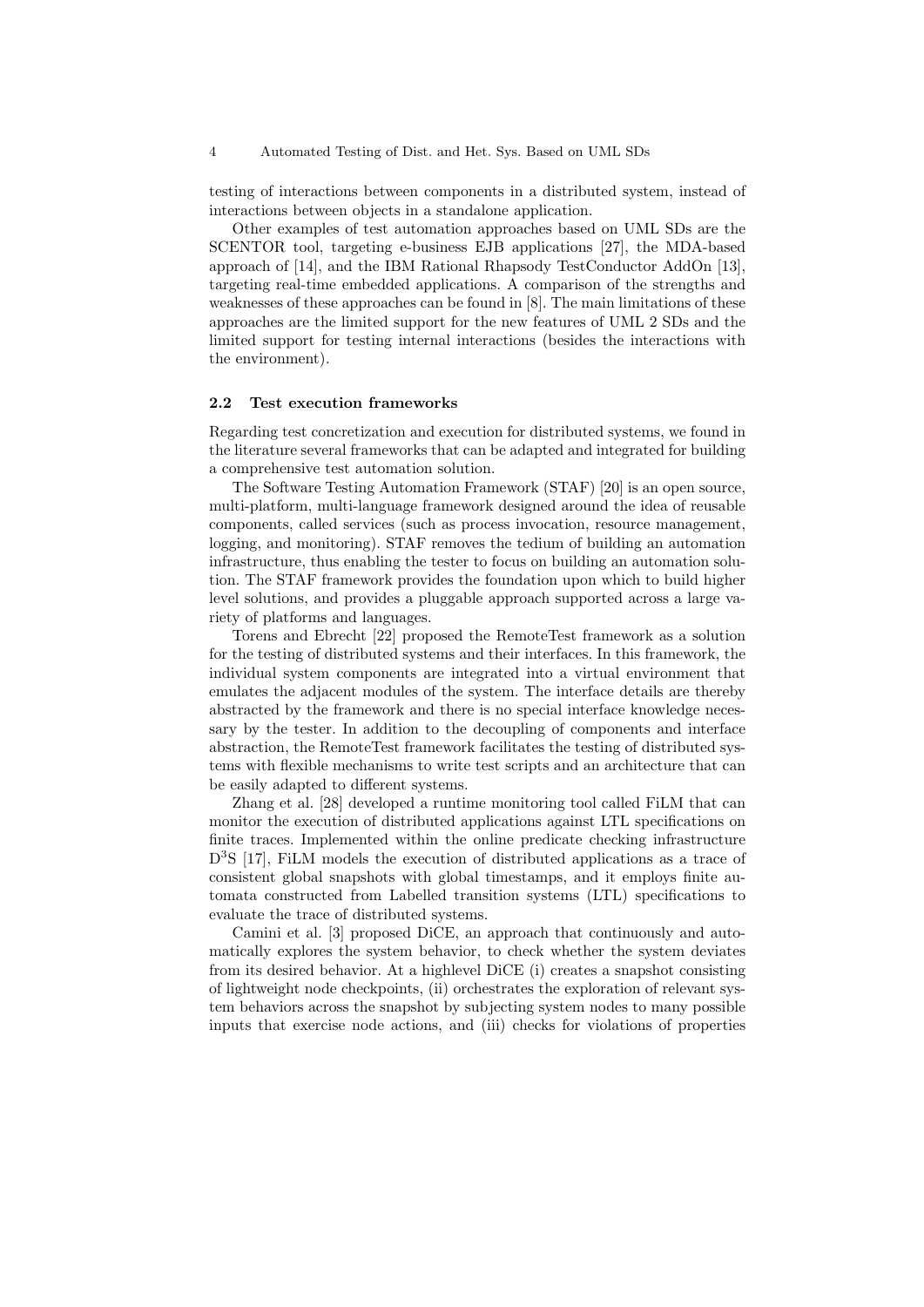testing of interactions between components in a distributed system, instead of interactions between objects in a standalone application.

Other examples of test automation approaches based on UML SDs are the SCENTOR tool, targeting e-business EJB applications [27], the MDA-based approach of [14], and the IBM Rational Rhapsody TestConductor AddOn [13], targeting real-time embedded applications. A comparison of the strengths and weaknesses of these approaches can be found in [8]. The main limitations of these approaches are the limited support for the new features of UML 2 SDs and the limited support for testing internal interactions (besides the interactions with the environment).

### 2.2 Test execution frameworks

Regarding test concretization and execution for distributed systems, we found in the literature several frameworks that can be adapted and integrated for building a comprehensive test automation solution.

The Software Testing Automation Framework (STAF) [20] is an open source, multi-platform, multi-language framework designed around the idea of reusable components, called services (such as process invocation, resource management, logging, and monitoring). STAF removes the tedium of building an automation infrastructure, thus enabling the tester to focus on building an automation solution. The STAF framework provides the foundation upon which to build higher level solutions, and provides a pluggable approach supported across a large variety of platforms and languages.

Torens and Ebrecht [22] proposed the RemoteTest framework as a solution for the testing of distributed systems and their interfaces. In this framework, the individual system components are integrated into a virtual environment that emulates the adjacent modules of the system. The interface details are thereby abstracted by the framework and there is no special interface knowledge necessary by the tester. In addition to the decoupling of components and interface abstraction, the RemoteTest framework facilitates the testing of distributed systems with flexible mechanisms to write test scripts and an architecture that can be easily adapted to different systems.

Zhang et al. [28] developed a runtime monitoring tool called FiLM that can monitor the execution of distributed applications against LTL specifications on finite traces. Implemented within the online predicate checking infrastructure $D^3S$ [17], FiLM models the execution of distributed applications as a trace of consistent global snapshots with global timestamps, and it employs finite automata constructed from Labelled transition systems (LTL) specifications to evaluate the trace of distributed systems.

Camini et al. [3] proposed DiCE, an approach that continuously and automatically explores the system behavior, to check whether the system deviates from its desired behavior. At a highlevel DiCE (i) creates a snapshot consisting of lightweight node checkpoints, (ii) orchestrates the exploration of relevant system behaviors across the snapshot by subjecting system nodes to many possible inputs that exercise node actions, and (iii) checks for violations of properties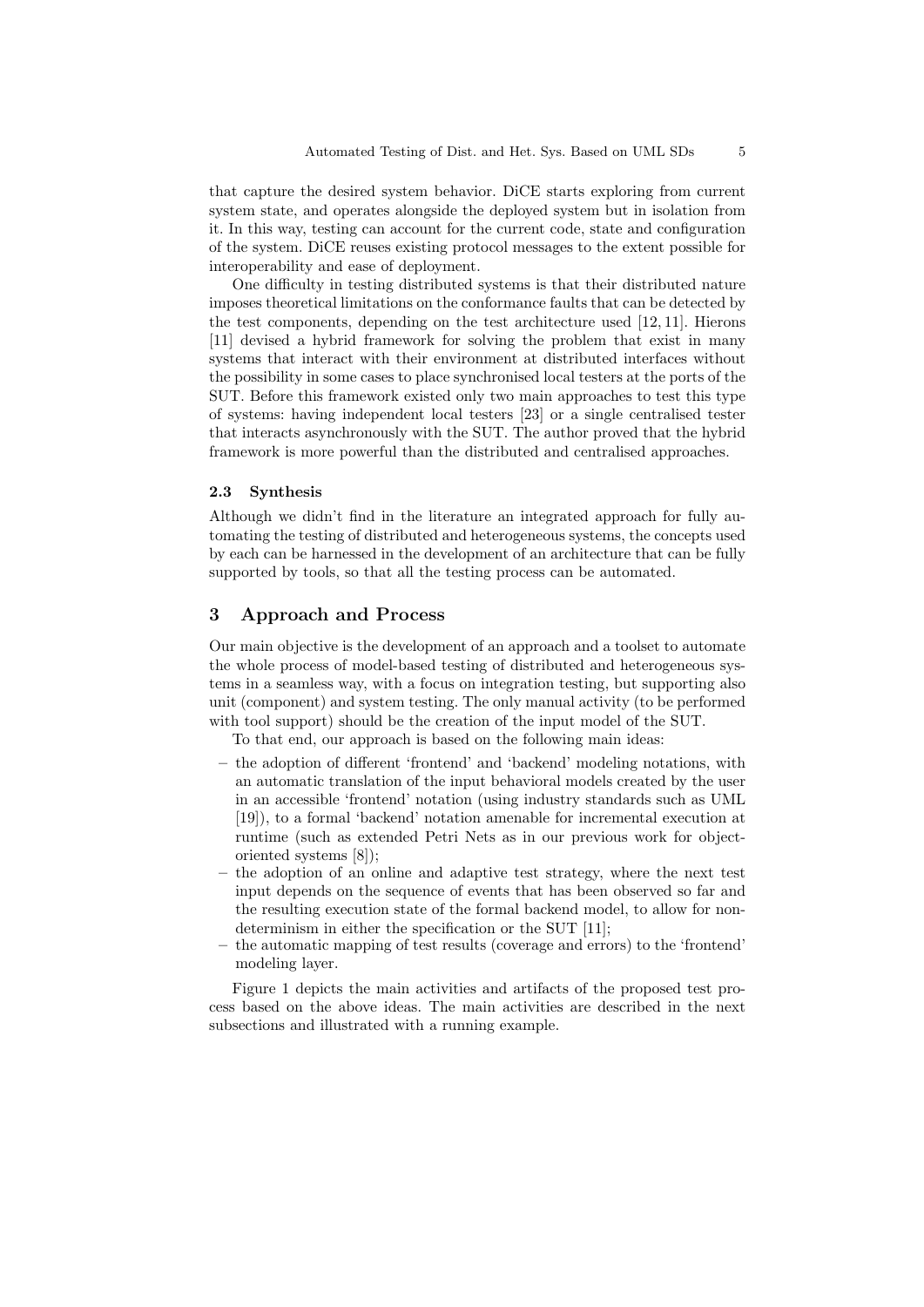that capture the desired system behavior. DiCE starts exploring from current system state, and operates alongside the deployed system but in isolation from it. In this way, testing can account for the current code, state and configuration of the system. DiCE reuses existing protocol messages to the extent possible for interoperability and ease of deployment.

One difficulty in testing distributed systems is that their distributed nature imposes theoretical limitations on the conformance faults that can be detected by the test components, depending on the test architecture used [12, 11]. Hierons [11] devised a hybrid framework for solving the problem that exist in many systems that interact with their environment at distributed interfaces without the possibility in some cases to place synchronised local testers at the ports of the SUT. Before this framework existed only two main approaches to test this type of systems: having independent local testers [23] or a single centralised tester that interacts asynchronously with the SUT. The author proved that the hybrid framework is more powerful than the distributed and centralised approaches.

### 2.3 Synthesis

Although we didn't find in the literature an integrated approach for fully automating the testing of distributed and heterogeneous systems, the concepts used by each can be harnessed in the development of an architecture that can be fully supported by tools, so that all the testing process can be automated.

## 3 Approach and Process

Our main objective is the development of an approach and a toolset to automate the whole process of model-based testing of distributed and heterogeneous systems in a seamless way, with a focus on integration testing, but supporting also unit (component) and system testing. The only manual activity (to be performed with tool support) should be the creation of the input model of the SUT.

To that end, our approach is based on the following main ideas:

- the adoption of different 'frontend' and 'backend' modeling notations, with an automatic translation of the input behavioral models created by the user in an accessible 'frontend' notation (using industry standards such as UML [19]), to a formal 'backend' notation amenable for incremental execution at runtime (such as extended Petri Nets as in our previous work for object-oriented systems [8]);
- the adoption of an online and adaptive test strategy, where the next test input depends on the sequence of events that has been observed so far and the resulting execution state of the formal backend model, to allow for non-determinism in either the specification or the SUT [11];
- the automatic mapping of test results (coverage and errors) to the 'frontend' modeling layer.

Figure 1 depicts the main activities and artifacts of the proposed test process based on the above ideas. The main activities are described in the next subsections and illustrated with a running example.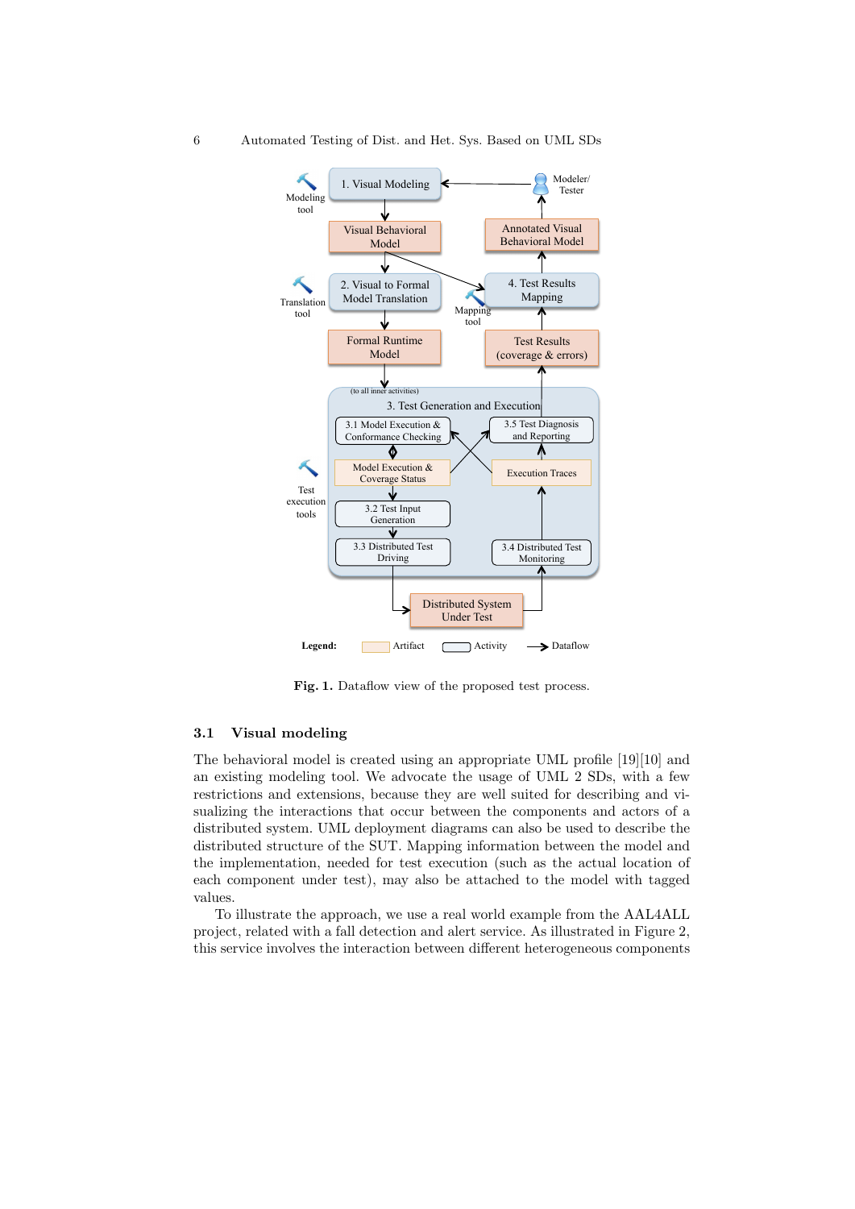**Fig. 1.** Dataflow view of the proposed test process.

### 3.1 Visual modeling

The behavioral model is created using an appropriate UML profile [19][10] and an existing modeling tool. We advocate the usage of UML 2 SDs, with a few restrictions and extensions, because they are well suited for describing and visualizing the interactions that occur between the components and actors of a distributed system. UML deployment diagrams can also be used to describe the distributed structure of the SUT. Mapping information between the model and the implementation, needed for test execution (such as the actual location of each component under test), may also be attached to the model with tagged values.

To illustrate the approach, we use a real world example from the AAL4ALL project, related with a fall detection and alert service. As illustrated in Figure 2, this service involves the interaction between different heterogeneous components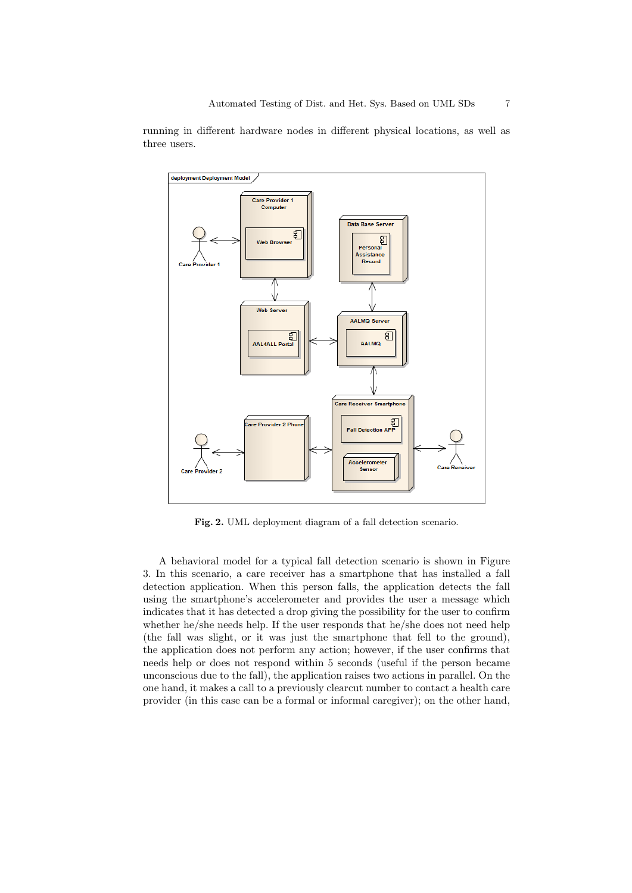running in different hardware nodes in different physical locations, as well as three users.

Fig. 2. UML deployment diagram of a fall detection scenario.

A behavioral model for a typical fall detection scenario is shown in Figure 3. In this scenario, a care receiver has a smartphone that has installed a fall detection application. When this person falls, the application detects the fall using the smartphone's accelerometer and provides the user a message which indicates that it has detected a drop giving the possibility for the user to confirm whether he/she needs help. If the user responds that he/she does not need help (the fall was slight, or it was just the smartphone that fell to the ground), the application does not perform any action; however, if the user confirms that needs help or does not respond within 5 seconds (useful if the person became unconscious due to the fall), the application raises two actions in parallel. On the one hand, it makes a call to a previously clearcut number to contact a health care provider (in this case can be a formal or informal caregiver); on the other hand,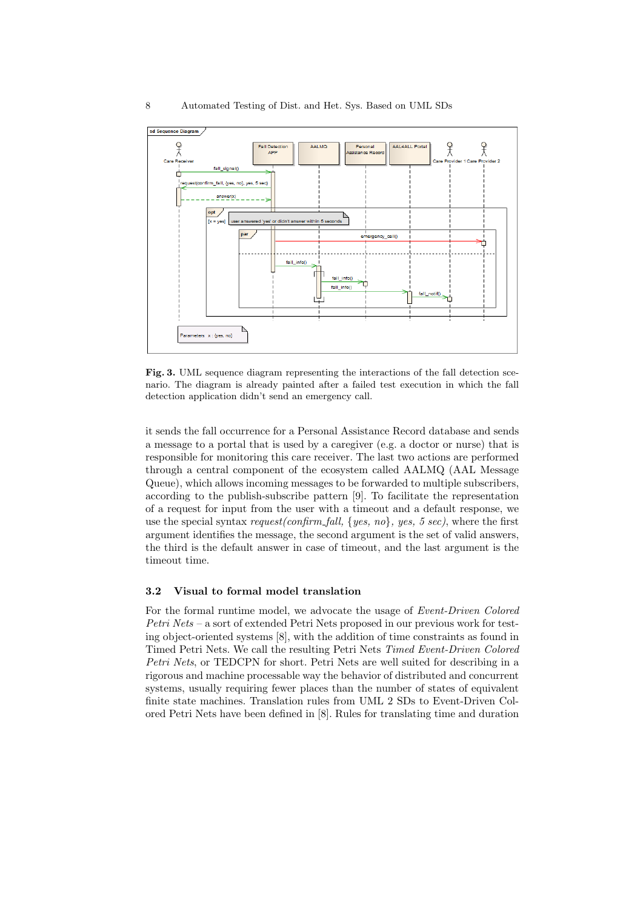**Fig. 3.** UML sequence diagram representing the interactions of the fall detection scenario. The diagram is already painted after a failed test execution in which the fall detection application didn't send an emergency call.

it sends the fall occurrence for a Personal Assistance Record database and sends a message to a portal that is used by a caregiver (e.g. a doctor or nurse) that is responsible for monitoring this care receiver. The last two actions are performed through a central component of the ecosystem called AALMQ (AAL Message Queue), which allows incoming messages to be forwarded to multiple subscribers, according to the publish-subscribe pattern [9]. To facilitate the representation of a request for input from the user with a timeout and a default response, we use the special syntax *request(confirm_fall, {yes, no}, yes, 5 sec)*, where the first argument identifies the message, the second argument is the set of valid answers, the third is the default answer in case of timeout, and the last argument is the timeout time.

### 3.2 Visual to formal model translation

For the formal runtime model, we advocate the usage of *Event-Driven Colored Petri Nets* – a sort of extended Petri Nets proposed in our previous work for testing object-oriented systems [8], with the addition of time constraints as found in Timed Petri Nets. We call the resulting Petri Nets *Timed Event-Driven Colored Petri Nets*, or TEDCPN for short. Petri Nets are well suited for describing in a rigorous and machine processable way the behavior of distributed and concurrent systems, usually requiring fewer places than the number of states of equivalent finite state machines. Translation rules from UML 2 SDs to Event-Driven Colored Petri Nets have been defined in [8]. Rules for translating time and duration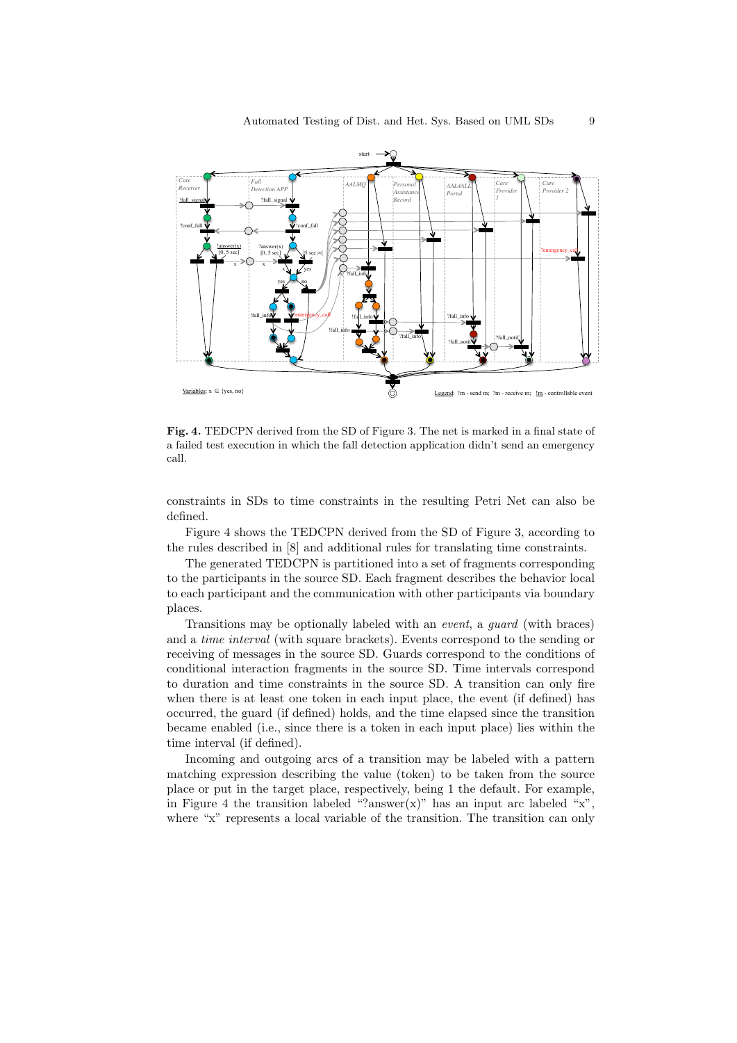**Fig. 4.** TEDCPN derived from the SD of Figure 3. The net is marked in a final state of a failed test execution in which the fall detection application didn't send an emergency call.

constraints in SDs to time constraints in the resulting Petri Net can also be defined.

Figure 4 shows the TEDCPN derived from the SD of Figure 3, according to the rules described in [8] and additional rules for translating time constraints.

The generated TEDCPN is partitioned into a set of fragments corresponding to the participants in the source SD. Each fragment describes the behavior local to each participant and the communication with other participants via boundary places.

Transitions may be optionally labeled with an *event*, a *guard* (with braces) and a *time interval* (with square brackets). Events correspond to the sending or receiving of messages in the source SD. Guards correspond to the conditions of conditional interaction fragments in the source SD. Time intervals correspond to duration and time constraints in the source SD. A transition can only fire when there is at least one token in each input place, the event (if defined) has occurred, the guard (if defined) holds, and the time elapsed since the transition became enabled (i.e., since there is a token in each input place) lies within the time interval (if defined).

Incoming and outgoing arcs of a transition may be labeled with a pattern matching expression describing the value (token) to be taken from the source place or put in the target place, respectively, being 1 the default. For example, in Figure 4 the transition labeled "?answer(x)" has an input arc labeled "x", where "x" represents a local variable of the transition. The transition can only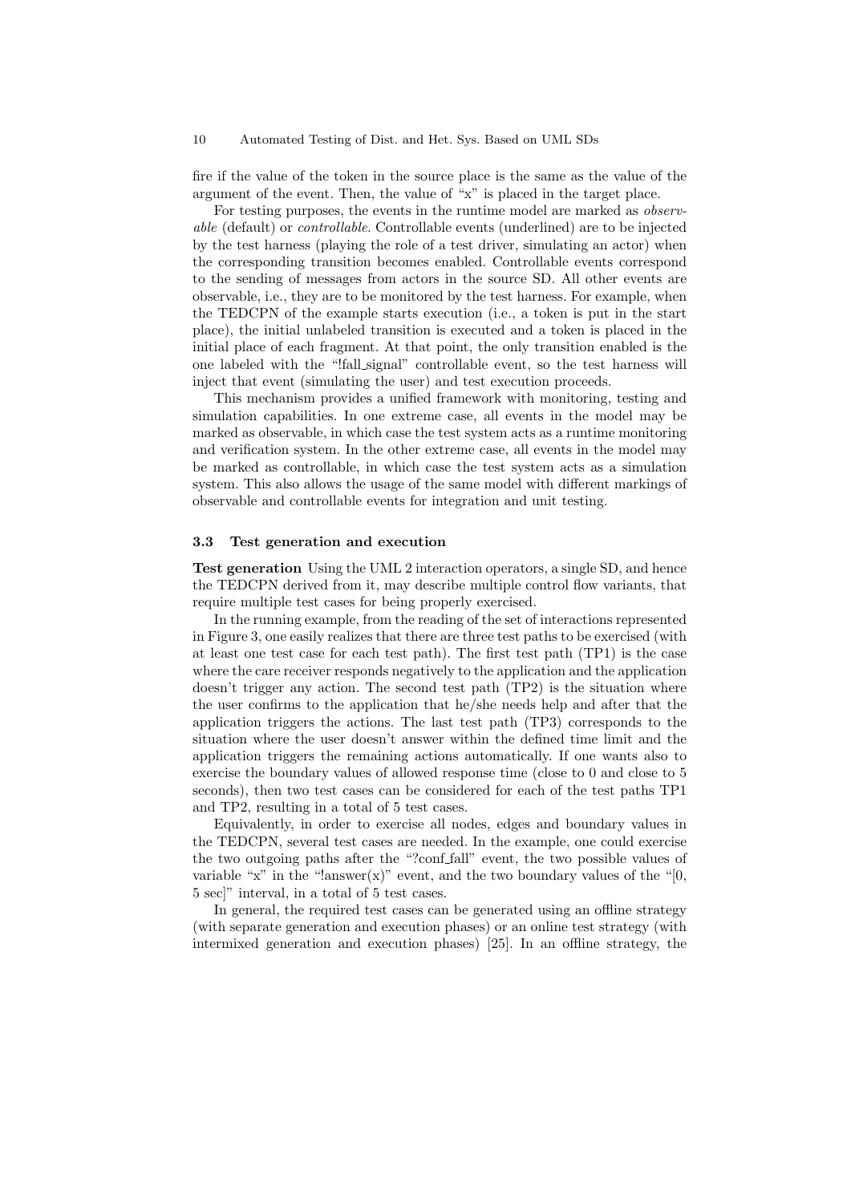fire if the value of the token in the source place is the same as the value of the argument of the event. Then, the value of "x" is placed in the target place.

For testing purposes, the events in the runtime model are marked as *observable* (default) or *controllable*. Controllable events (underlined) are to be injected by the test harness (playing the role of a test driver, simulating an actor) when the corresponding transition becomes enabled. Controllable events correspond to the sending of messages from actors in the source SD. All other events are observable, i.e., they are to be monitored by the test harness. For example, when the TEDCPN of the example starts execution (i.e., a token is put in the start place), the initial unlabeled transition is executed and a token is placed in the initial place of each fragment. At that point, the only transition enabled is the one labeled with the "!fall_signal" controllable event, so the test harness will inject that event (simulating the user) and test execution proceeds.

This mechanism provides a unified framework with monitoring, testing and simulation capabilities. In one extreme case, all events in the model may be marked as observable, in which case the test system acts as a runtime monitoring and verification system. In the other extreme case, all events in the model may be marked as controllable, in which case the test system acts as a simulation system. This also allows the usage of the same model with different markings of observable and controllable events for integration and unit testing.

### 3.3 Test generation and execution

**Test generation** Using the UML 2 interaction operators, a single SD, and hence the TEDCPN derived from it, may describe multiple control flow variants, that require multiple test cases for being properly exercised.

In the running example, from the reading of the set of interactions represented in Figure 3, one easily realizes that there are three test paths to be exercised (with at least one test case for each test path). The first test path (TP1) is the case where the care receiver responds negatively to the application and the application doesn't trigger any action. The second test path (TP2) is the situation where the user confirms to the application that he/she needs help and after that the application triggers the actions. The last test path (TP3) corresponds to the situation where the user doesn't answer within the defined time limit and the application triggers the remaining actions automatically. If one wants also to exercise the boundary values of allowed response time (close to 0 and close to 5 seconds), then two test cases can be considered for each of the test paths TP1 and TP2, resulting in a total of 5 test cases.

Equivalently, in order to exercise all nodes, edges and boundary values in the TEDCPN, several test cases are needed. In the example, one could exercise the two outgoing paths after the "?conf_fall" event, the two possible values of variable "x" in the "!answer(x)" event, and the two boundary values of the "[0, 5 sec]" interval, in a total of 5 test cases.

In general, the required test cases can be generated using an offline strategy (with separate generation and execution phases) or an online test strategy (with intermixed generation and execution phases) [25]. In an offline strategy, the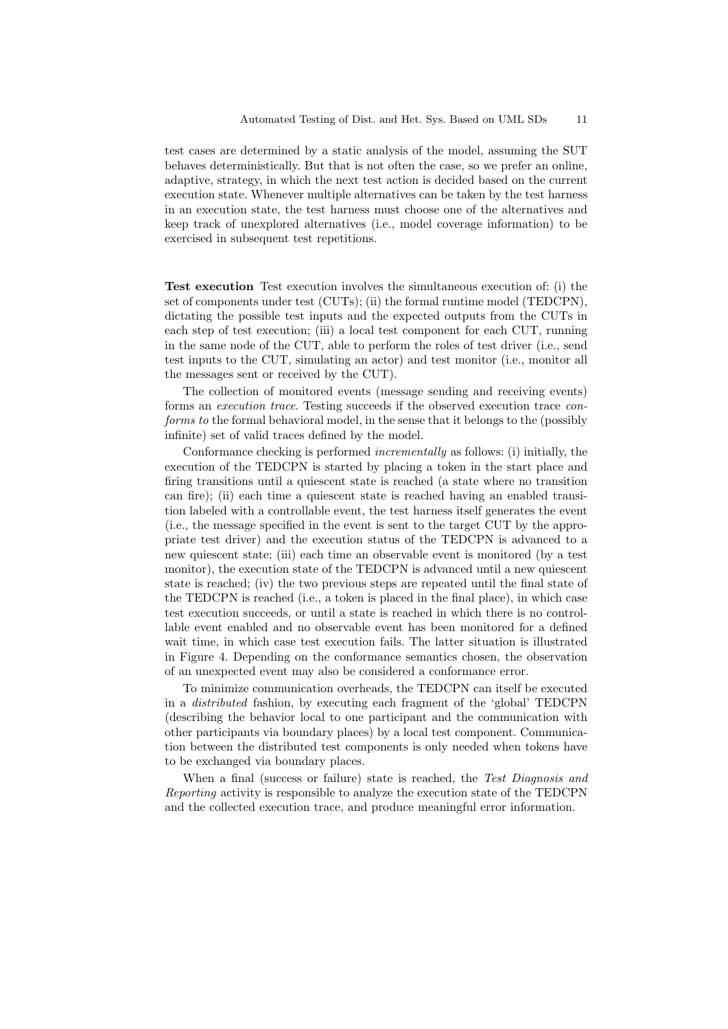test cases are determined by a static analysis of the model, assuming the SUT behaves deterministically. But that is not often the case, so we prefer an online, adaptive, strategy, in which the next test action is decided based on the current execution state. Whenever multiple alternatives can be taken by the test harness in an execution state, the test harness must choose one of the alternatives and keep track of unexplored alternatives (i.e., model coverage information) to be exercised in subsequent test repetitions.

**Test execution** Test execution involves the simultaneous execution of: (i) the set of components under test (CUTs); (ii) the formal runtime model (TEDCPN), dictating the possible test inputs and the expected outputs from the CUTs in each step of test execution; (iii) a local test component for each CUT, running in the same node of the CUT, able to perform the roles of test driver (i.e., send test inputs to the CUT, simulating an actor) and test monitor (i.e., monitor all the messages sent or received by the CUT).

The collection of monitored events (message sending and receiving events) forms an *execution trace*. Testing succeeds if the observed execution trace *conforms to* the formal behavioral model, in the sense that it belongs to the (possibly infinite) set of valid traces defined by the model.

Conformance checking is performed *incrementally* as follows: (i) initially, the execution of the TEDCPN is started by placing a token in the start place and firing transitions until a quiescent state is reached (a state where no transition can fire); (ii) each time a quiescent state is reached having an enabled transition labeled with a controllable event, the test harness itself generates the event (i.e., the message specified in the event is sent to the target CUT by the appropriate test driver) and the execution status of the TEDCPN is advanced to a new quiescent state; (iii) each time an observable event is monitored (by a test monitor), the execution state of the TEDCPN is advanced until a new quiescent state is reached; (iv) the two previous steps are repeated until the final state of the TEDCPN is reached (i.e., a token is placed in the final place), in which case test execution succeeds, or until a state is reached in which there is no controllable event enabled and no observable event has been monitored for a defined wait time, in which case test execution fails. The latter situation is illustrated in Figure 4. Depending on the conformance semantics chosen, the observation of an unexpected event may also be considered a conformance error.

To minimize communication overheads, the TEDCPN can itself be executed in a *distributed* fashion, by executing each fragment of the 'global' TEDCPN (describing the behavior local to one participant and the communication with other participants via boundary places) by a local test component. Communication between the distributed test components is only needed when tokens have to be exchanged via boundary places.

When a final (success or failure) state is reached, the *Test Diagnosis and Reporting* activity is responsible to analyze the execution state of the TEDCPN and the collected execution trace, and produce meaningful error information.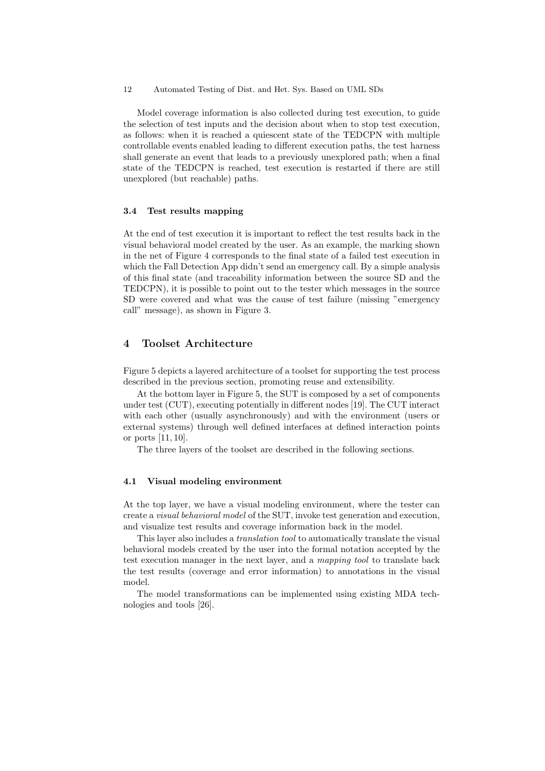Model coverage information is also collected during test execution, to guide the selection of test inputs and the decision about when to stop test execution, as follows: when it is reached a quiescent state of the TEDCPN with multiple controllable events enabled leading to different execution paths, the test harness shall generate an event that leads to a previously unexplored path; when a final state of the TEDCPN is reached, test execution is restarted if there are still unexplored (but reachable) paths.

### 3.4 Test results mapping

At the end of test execution it is important to reflect the test results back in the visual behavioral model created by the user. As an example, the marking shown in the net of Figure 4 corresponds to the final state of a failed test execution in which the Fall Detection App didn't send an emergency call. By a simple analysis of this final state (and traceability information between the source SD and the TEDCPN), it is possible to point out to the tester which messages in the source SD were covered and what was the cause of test failure (missing "emergency call" message), as shown in Figure 3.

## 4 Toolset Architecture

Figure 5 depicts a layered architecture of a toolset for supporting the test process described in the previous section, promoting reuse and extensibility.

At the bottom layer in Figure 5, the SUT is composed by a set of components under test (CUT), executing potentially in different nodes [19]. The CUT interact with each other (usually asynchronously) and with the environment (users or external systems) through well defined interfaces at defined interaction points or ports [11, 10].

The three layers of the toolset are described in the following sections.

### 4.1 Visual modeling environment

At the top layer, we have a visual modeling environment, where the tester can create a *visual behavioral model* of the SUT, invoke test generation and execution, and visualize test results and coverage information back in the model.

This layer also includes a *translation tool* to automatically translate the visual behavioral models created by the user into the formal notation accepted by the test execution manager in the next layer, and a *mapping tool* to translate back the test results (coverage and error information) to annotations in the visual model.

The model transformations can be implemented using existing MDA technologies and tools [26].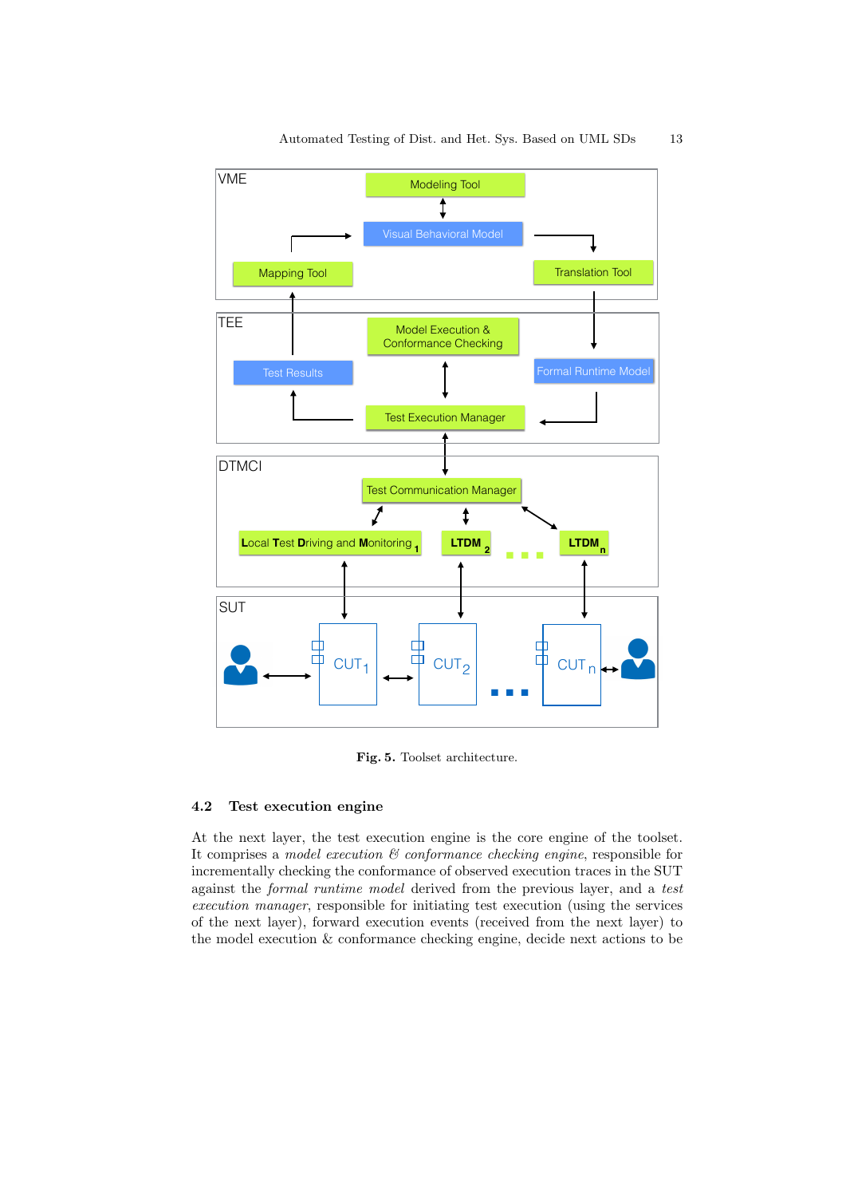Fig. 5. Toolset architecture.

### 4.2 Test execution engine

At the next layer, the test execution engine is the core engine of the toolset. It comprises a *model execution & conformance checking engine*, responsible for incrementally checking the conformance of observed execution traces in the SUT against the *formal runtime model* derived from the previous layer, and a *test execution manager*, responsible for initiating test execution (using the services of the next layer), forward execution events (received from the next layer) to the model execution & conformance checking engine, decide next actions to be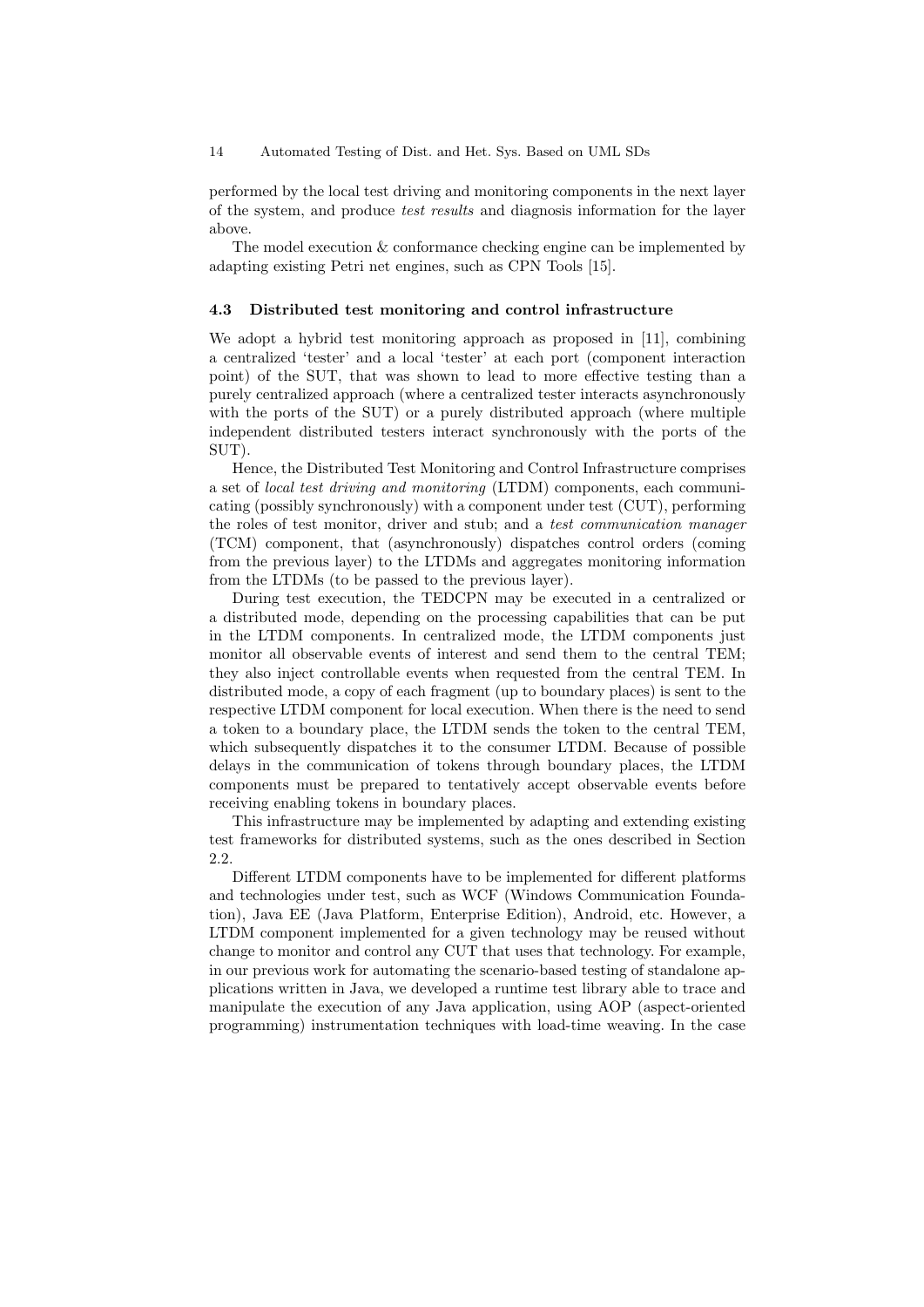performed by the local test driving and monitoring components in the next layer of the system, and produce *test results* and diagnosis information for the layer above.

The model execution & conformance checking engine can be implemented by adapting existing Petri net engines, such as CPN Tools [15].

### 4.3 Distributed test monitoring and control infrastructure

We adopt a hybrid test monitoring approach as proposed in [11], combining a centralized 'tester' and a local 'tester' at each port (component interaction point) of the SUT, that was shown to lead to more effective testing than a purely centralized approach (where a centralized tester interacts asynchronously with the ports of the SUT) or a purely distributed approach (where multiple independent distributed testers interact synchronously with the ports of the SUT).

Hence, the Distributed Test Monitoring and Control Infrastructure comprises a set of *local test driving and monitoring* (LTDM) components, each communicating (possibly synchronously) with a component under test (CUT), performing the roles of test monitor, driver and stub; and a *test communication manager* (TCM) component, that (asynchronously) dispatches control orders (coming from the previous layer) to the LTDMs and aggregates monitoring information from the LTDMs (to be passed to the previous layer).

During test execution, the TEDCPN may be executed in a centralized or a distributed mode, depending on the processing capabilities that can be put in the LTDM components. In centralized mode, the LTDM components just monitor all observable events of interest and send them to the central TEM; they also inject controllable events when requested from the central TEM. In distributed mode, a copy of each fragment (up to boundary places) is sent to the respective LTDM component for local execution. When there is the need to send a token to a boundary place, the LTDM sends the token to the central TEM, which subsequently dispatches it to the consumer LTDM. Because of possible delays in the communication of tokens through boundary places, the LTDM components must be prepared to tentatively accept observable events before receiving enabling tokens in boundary places.

This infrastructure may be implemented by adapting and extending existing test frameworks for distributed systems, such as the ones described in Section 2.2.

Different LTDM components have to be implemented for different platforms and technologies under test, such as WCF (Windows Communication Foundation), Java EE (Java Platform, Enterprise Edition), Android, etc. However, a LTDM component implemented for a given technology may be reused without change to monitor and control any CUT that uses that technology. For example, in our previous work for automating the scenario-based testing of standalone applications written in Java, we developed a runtime test library able to trace and manipulate the execution of any Java application, using AOP (aspect-oriented programming) instrumentation techniques with load-time weaving. In the case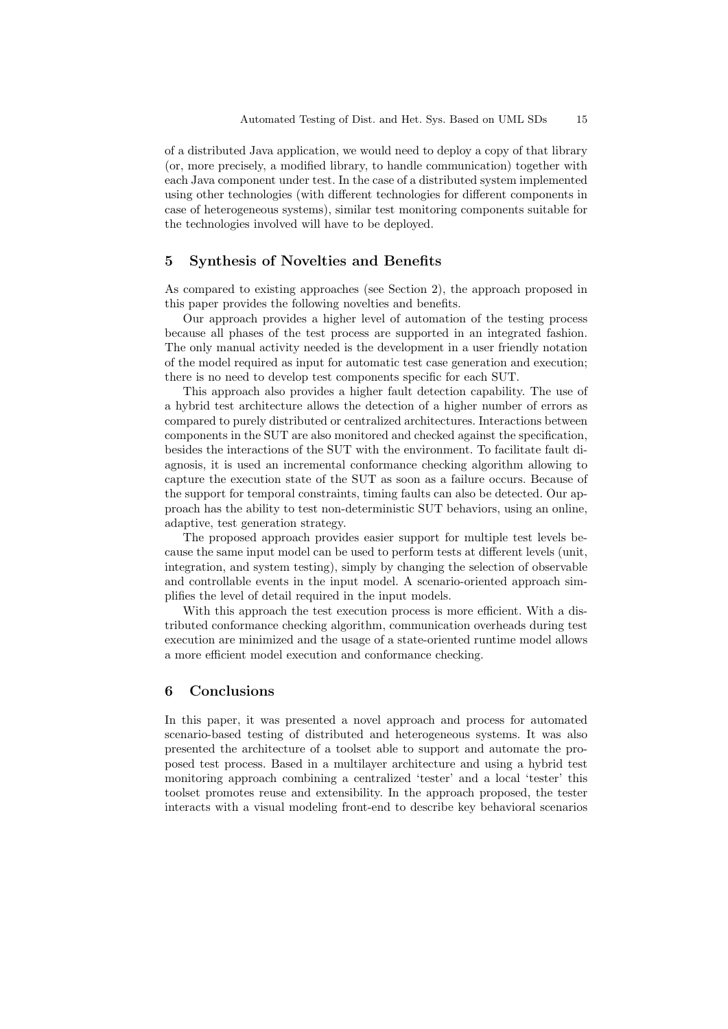of a distributed Java application, we would need to deploy a copy of that library (or, more precisely, a modified library, to handle communication) together with each Java component under test. In the case of a distributed system implemented using other technologies (with different technologies for different components in case of heterogeneous systems), similar test monitoring components suitable for the technologies involved will have to be deployed.

## 5 Synthesis of Novelties and Benefits

As compared to existing approaches (see Section 2), the approach proposed in this paper provides the following novelties and benefits.

Our approach provides a higher level of automation of the testing process because all phases of the test process are supported in an integrated fashion. The only manual activity needed is the development in a user friendly notation of the model required as input for automatic test case generation and execution; there is no need to develop test components specific for each SUT.

This approach also provides a higher fault detection capability. The use of a hybrid test architecture allows the detection of a higher number of errors as compared to purely distributed or centralized architectures. Interactions between components in the SUT are also monitored and checked against the specification, besides the interactions of the SUT with the environment. To facilitate fault diagnosis, it is used an incremental conformance checking algorithm allowing to capture the execution state of the SUT as soon as a failure occurs. Because of the support for temporal constraints, timing faults can also be detected. Our approach has the ability to test non-deterministic SUT behaviors, using an online, adaptive, test generation strategy.

The proposed approach provides easier support for multiple test levels because the same input model can be used to perform tests at different levels (unit, integration, and system testing), simply by changing the selection of observable and controllable events in the input model. A scenario-oriented approach simplifies the level of detail required in the input models.

With this approach the test execution process is more efficient. With a distributed conformance checking algorithm, communication overheads during test execution are minimized and the usage of a state-oriented runtime model allows a more efficient model execution and conformance checking.

## 6 Conclusions

In this paper, it was presented a novel approach and process for automated scenario-based testing of distributed and heterogeneous systems. It was also presented the architecture of a toolset able to support and automate the proposed test process. Based in a multilayer architecture and using a hybrid test monitoring approach combining a centralized 'tester' and a local 'tester' this toolset promotes reuse and extensibility. In the approach proposed, the tester interacts with a visual modeling front-end to describe key behavioral scenarios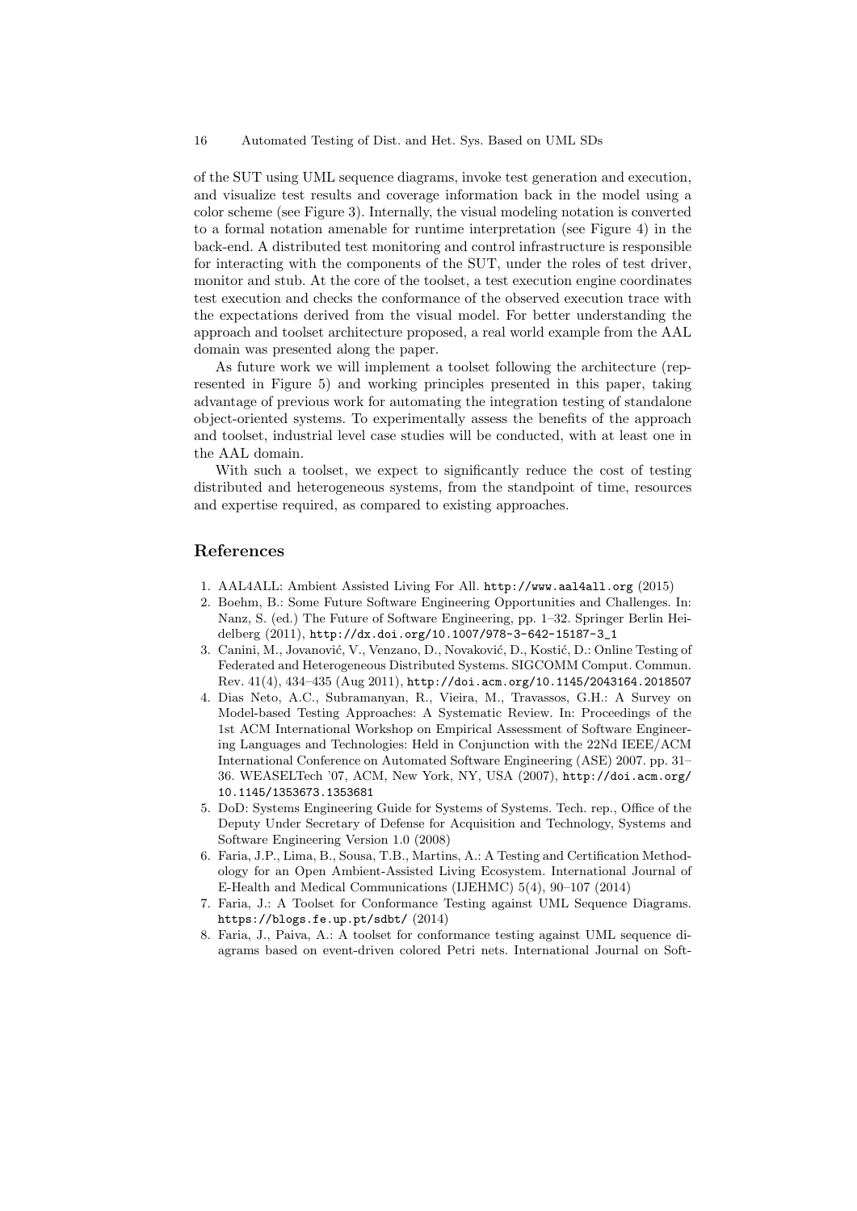of the SUT using UML sequence diagrams, invoke test generation and execution, and visualize test results and coverage information back in the model using a color scheme (see Figure 3). Internally, the visual modeling notation is converted to a formal notation amenable for runtime interpretation (see Figure 4) in the back-end. A distributed test monitoring and control infrastructure is responsible for interacting with the components of the SUT, under the roles of test driver, monitor and stub. At the core of the toolset, a test execution engine coordinates test execution and checks the conformance of the observed execution trace with the expectations derived from the visual model. For better understanding the approach and toolset architecture proposed, a real world example from the AAL domain was presented along the paper.

As future work we will implement a toolset following the architecture (represented in Figure 5) and working principles presented in this paper, taking advantage of previous work for automating the integration testing of standalone object-oriented systems. To experimentally assess the benefits of the approach and toolset, industrial level case studies will be conducted, with at least one in the AAL domain.

With such a toolset, we expect to significantly reduce the cost of testing distributed and heterogeneous systems, from the standpoint of time, resources and expertise required, as compared to existing approaches.

## References

1. AAL4ALL: Ambient Assisted Living For All. `http://www.aal4all.org` (2015)
2. Boehm, B.: Some Future Software Engineering Opportunities and Challenges. In: Nanz, S. (ed.) The Future of Software Engineering, pp. 1–32. Springer Berlin Heidelberg (2011), `http://dx.doi.org/10.1007/978-3-642-15187-3_1`
3. Canini, M., Jovanović, V., Venzano, D., Novaković, D., Kostić, D.: Online Testing of Federated and Heterogeneous Distributed Systems. SIGCOMM Comput. Commun. Rev. 41(4), 434–435 (Aug 2011), `http://doi.acm.org/10.1145/2043164.2018507`
4. Dias Neto, A.C., Subramanyan, R., Vieira, M., Travassos, G.H.: A Survey on Model-based Testing Approaches: A Systematic Review. In: Proceedings of the 1st ACM International Workshop on Empirical Assessment of Software Engineering Languages and Technologies: Held in Conjunction with the 22Nd IEEE/ACM International Conference on Automated Software Engineering (ASE) 2007. pp. 31–36. WEASELTech '07, ACM, New York, NY, USA (2007), `http://doi.acm.org/10.1145/1353673.1353681`
5. DoD: Systems Engineering Guide for Systems of Systems. Tech. rep., Office of the Deputy Under Secretary of Defense for Acquisition and Technology, Systems and Software Engineering Version 1.0 (2008)
6. Faria, J.P., Lima, B., Sousa, T.B., Martins, A.: A Testing and Certification Methodology for an Open Ambient-Assisted Living Ecosystem. International Journal of E-Health and Medical Communications (IJEHMC) 5(4), 90–107 (2014)
7. Faria, J.: A Toolset for Conformance Testing against UML Sequence Diagrams. `https://blogs.fe.up.pt/sdbt/` (2014)
8. Faria, J., Paiva, A.: A toolset for conformance testing against UML sequence diagrams based on event-driven colored Petri nets. International Journal on Soft-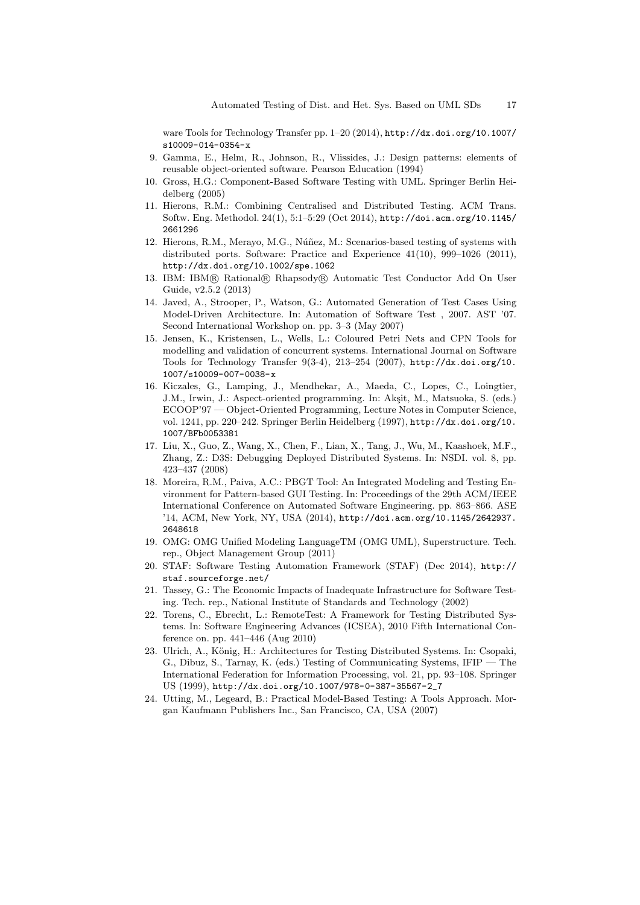ware Tools for Technology Transfer pp. 1–20 (2014), http://dx.doi.org/10.1007/s10009-014-0354-x

9. Gamma, E., Helm, R., Johnson, R., Vlissides, J.: Design patterns: elements of reusable object-oriented software. Pearson Education (1994)
10. Gross, H.G.: Component-Based Software Testing with UML. Springer Berlin Heidelberg (2005)
11. Hierons, R.M.: Combining Centralised and Distributed Testing. ACM Trans. Softw. Eng. Methodol. 24(1), 5:1–5:29 (Oct 2014), http://doi.acm.org/10.1145/2661296
12. Hierons, R.M., Merayo, M.G., Núñez, M.: Scenarios-based testing of systems with distributed ports. Software: Practice and Experience 41(10), 999–1026 (2011), http://dx.doi.org/10.1002/spe.1062
13. IBM: IBM® Rational® Rhapsody® Automatic Test Conductor Add On User Guide, v2.5.2 (2013)
14. Javed, A., Strooper, P., Watson, G.: Automated Generation of Test Cases Using Model-Driven Architecture. In: Automation of Software Test , 2007. AST '07. Second International Workshop on. pp. 3–3 (May 2007)
15. Jensen, K., Kristensen, L., Wells, L.: Coloured Petri Nets and CPN Tools for modelling and validation of concurrent systems. International Journal on Software Tools for Technology Transfer 9(3-4), 213–254 (2007), http://dx.doi.org/10.1007/s10009-007-0038-x
16. Kiczales, G., Lamping, J., Mendhekar, A., Maeda, C., Lopes, C., Loingtier, J.M., Irwin, J.: Aspect-oriented programming. In: Akşit, M., Matsuoka, S. (eds.) ECOOP'97 — Object-Oriented Programming, Lecture Notes in Computer Science, vol. 1241, pp. 220–242. Springer Berlin Heidelberg (1997), http://dx.doi.org/10.1007/BFb0053381
17. Liu, X., Guo, Z., Wang, X., Chen, F., Lian, X., Tang, J., Wu, M., Kaashoek, M.F., Zhang, Z.: D3S: Debugging Deployed Distributed Systems. In: NSDI. vol. 8, pp. 423–437 (2008)
18. Moreira, R.M., Paiva, A.C.: PBGT Tool: An Integrated Modeling and Testing Environment for Pattern-based GUI Testing. In: Proceedings of the 29th ACM/IEEE International Conference on Automated Software Engineering. pp. 863–866. ASE '14, ACM, New York, NY, USA (2014), http://doi.acm.org/10.1145/2642937.2648618
19. OMG: OMG Unified Modeling LanguageTM (OMG UML), Superstructure. Tech. rep., Object Management Group (2011)
20. STAF: Software Testing Automation Framework (STAF) (Dec 2014), http://staf.sourceforge.net/
21. Tassey, G.: The Economic Impacts of Inadequate Infrastructure for Software Testing. Tech. rep., National Institute of Standards and Technology (2002)
22. Torens, C., Ebrecht, L.: RemoteTest: A Framework for Testing Distributed Systems. In: Software Engineering Advances (ICSEA), 2010 Fifth International Conference on. pp. 441–446 (Aug 2010)
23. Ulrich, A., König, H.: Architectures for Testing Distributed Systems. In: Csopaki, G., Dibuz, S., Tarnay, K. (eds.) Testing of Communicating Systems, IFIP — The International Federation for Information Processing, vol. 21, pp. 93–108. Springer US (1999), http://dx.doi.org/10.1007/978-0-387-35567-2_7
24. Utting, M., Legeard, B.: Practical Model-Based Testing: A Tools Approach. Morgan Kaufmann Publishers Inc., San Francisco, CA, USA (2007)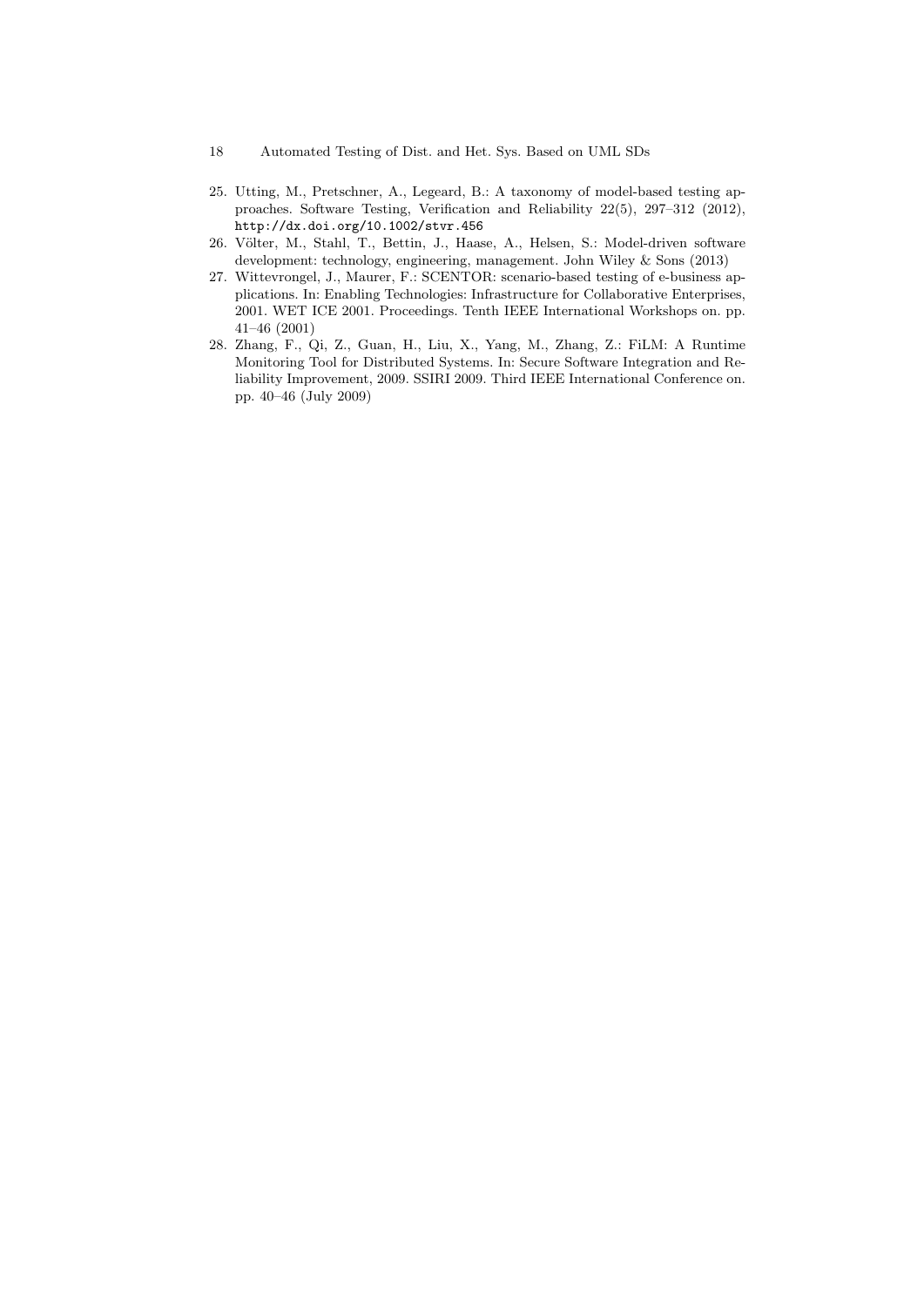25. Utting, M., Pretschner, A., Legeard, B.: A taxonomy of model-based testing approaches. Software Testing, Verification and Reliability 22(5), 297–312 (2012), http://dx.doi.org/10.1002/stvr.456
26. Völter, M., Stahl, T., Bettin, J., Haase, A., Helsen, S.: Model-driven software development: technology, engineering, management. John Wiley & Sons (2013)
27. Wittevrongel, J., Maurer, F.: SCENTOR: scenario-based testing of e-business applications. In: Enabling Technologies: Infrastructure for Collaborative Enterprises, 2001. WET ICE 2001. Proceedings. Tenth IEEE International Workshops on. pp. 41–46 (2001)
28. Zhang, F., Qi, Z., Guan, H., Liu, X., Yang, M., Zhang, Z.: FiLM: A Runtime Monitoring Tool for Distributed Systems. In: Secure Software Integration and Reliability Improvement, 2009. SSIRI 2009. Third IEEE International Conference on. pp. 40–46 (July 2009)